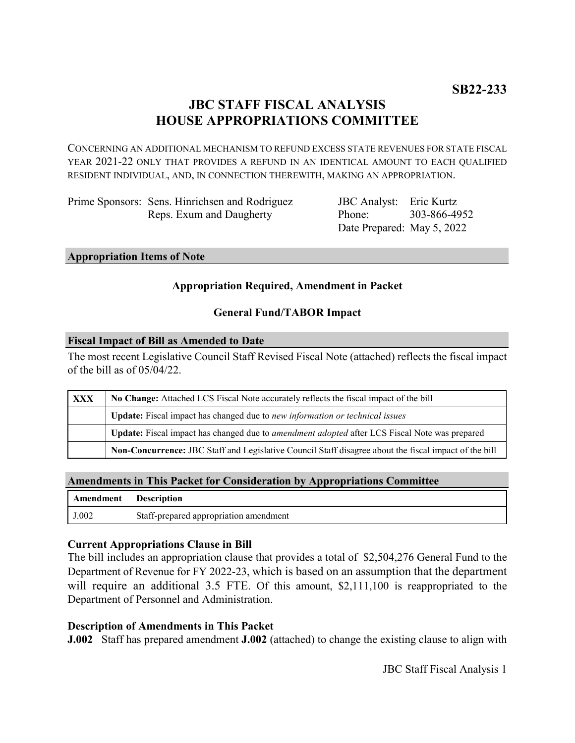**SB22-233**

# JBC STAFF FISCAL ANALYSIS
# HOUSE APPROPRIATIONS COMMITTEE

CONCERNING AN ADDITIONAL MECHANISM TO REFUND EXCESS STATE REVENUES FOR STATE FISCAL YEAR 2021-22 ONLY THAT PROVIDES A REFUND IN AN IDENTICAL AMOUNT TO EACH QUALIFIED RESIDENT INDIVIDUAL, AND, IN CONNECTION THEREWITH, MAKING AN APPROPRIATION.

| | | | |
|---|---|---|---|
| Prime Sponsors: | Sens. Hinrichsen and Rodriguez | JBC Analyst: | Eric Kurtz |
| | Reps. Exum and Daugherty | Phone: | 303-866-4952 |
| | | Date Prepared: | May 5, 2022 |

## Appropriation Items of Note

**Appropriation Required, Amendment in Packet**

**General Fund/TABOR Impact**

## Fiscal Impact of Bill as Amended to Date

The most recent Legislative Council Staff Revised Fiscal Note (attached) reflects the fiscal impact of the bill as of 05/04/22.

| | |
|---|---|
| **XXX** | **No Change:** Attached LCS Fiscal Note accurately reflects the fiscal impact of the bill |
| | **Update:** Fiscal impact has changed due to *new information or technical issues* |
| | **Update:** Fiscal impact has changed due to *amendment adopted* after LCS Fiscal Note was prepared |
| | **Non-Concurrence:** JBC Staff and Legislative Council Staff disagree about the fiscal impact of the bill |

## Amendments in This Packet for Consideration by Appropriations Committee

| Amendment | Description |
|---|---|
| J.002 | Staff-prepared appropriation amendment |

### Current Appropriations Clause in Bill

The bill includes an appropriation clause that provides a total of $2,504,276 General Fund to the Department of Revenue for FY 2022-23, which is based on an assumption that the department will require an additional 3.5 FTE. Of this amount, $2,111,100 is reappropriated to the Department of Personnel and Administration.

### Description of Amendments in This Packet

**J.002** Staff has prepared amendment **J.002** (attached) to change the existing clause to align with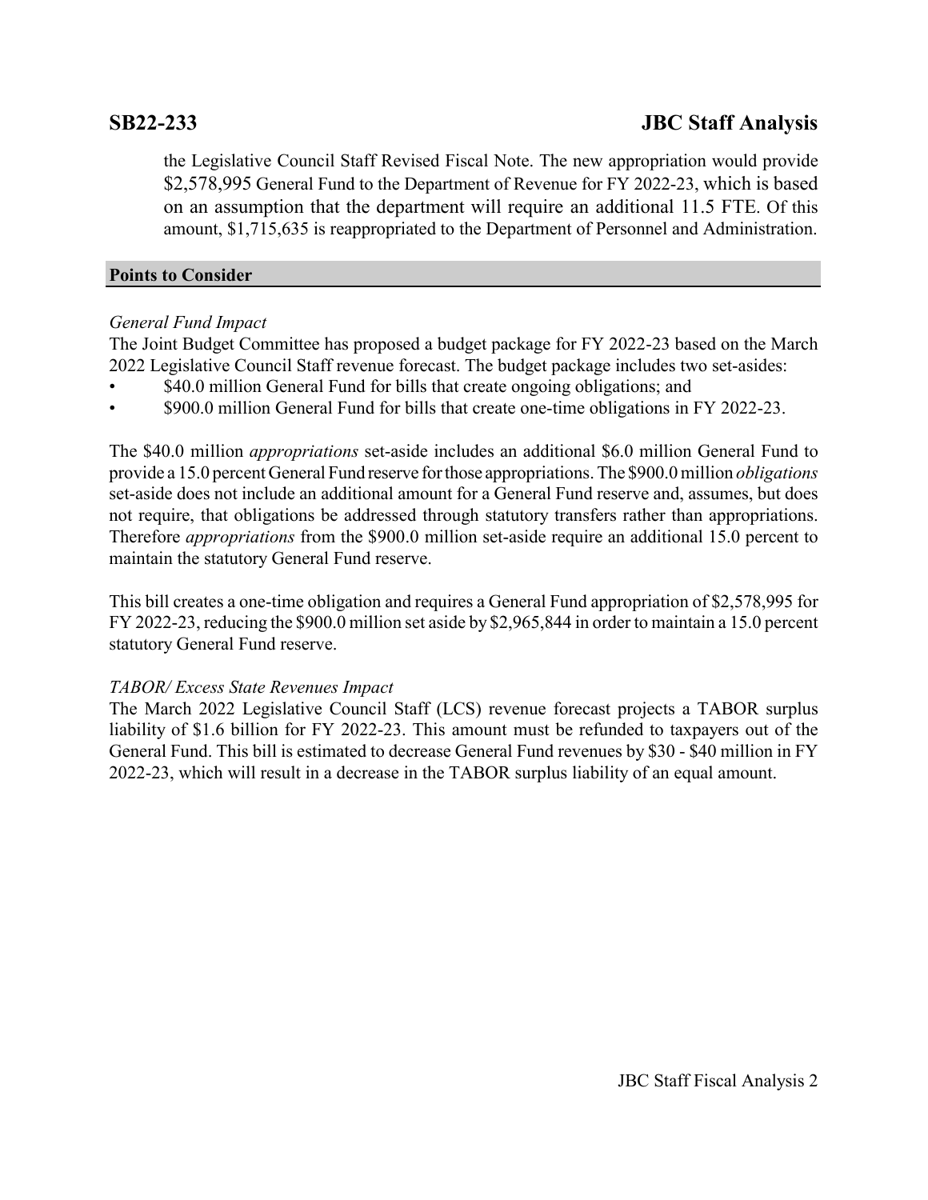the Legislative Council Staff Revised Fiscal Note. The new appropriation would provide $2,578,995 General Fund to the Department of Revenue for FY 2022-23, which is based on an assumption that the department will require an additional 11.5 FTE. Of this amount, $1,715,635 is reappropriated to the Department of Personnel and Administration.

## Points to Consider

*General Fund Impact*

The Joint Budget Committee has proposed a budget package for FY 2022-23 based on the March 2022 Legislative Council Staff revenue forecast. The budget package includes two set-asides:

- $40.0 million General Fund for bills that create ongoing obligations; and
- $900.0 million General Fund for bills that create one-time obligations in FY 2022-23.

The $40.0 million *appropriations* set-aside includes an additional $6.0 million General Fund to provide a 15.0 percent General Fund reserve for those appropriations. The $900.0 million *obligations* set-aside does not include an additional amount for a General Fund reserve and, assumes, but does not require, that obligations be addressed through statutory transfers rather than appropriations. Therefore *appropriations* from the $900.0 million set-aside require an additional 15.0 percent to maintain the statutory General Fund reserve.

This bill creates a one-time obligation and requires a General Fund appropriation of $2,578,995 for FY 2022-23, reducing the $900.0 million set aside by $2,965,844 in order to maintain a 15.0 percent statutory General Fund reserve.

*TABOR/ Excess State Revenues Impact*

The March 2022 Legislative Council Staff (LCS) revenue forecast projects a TABOR surplus liability of $1.6 billion for FY 2022-23. This amount must be refunded to taxpayers out of the General Fund. This bill is estimated to decrease General Fund revenues by $30 - $40 million in FY 2022-23, which will result in a decrease in the TABOR surplus liability of an equal amount.